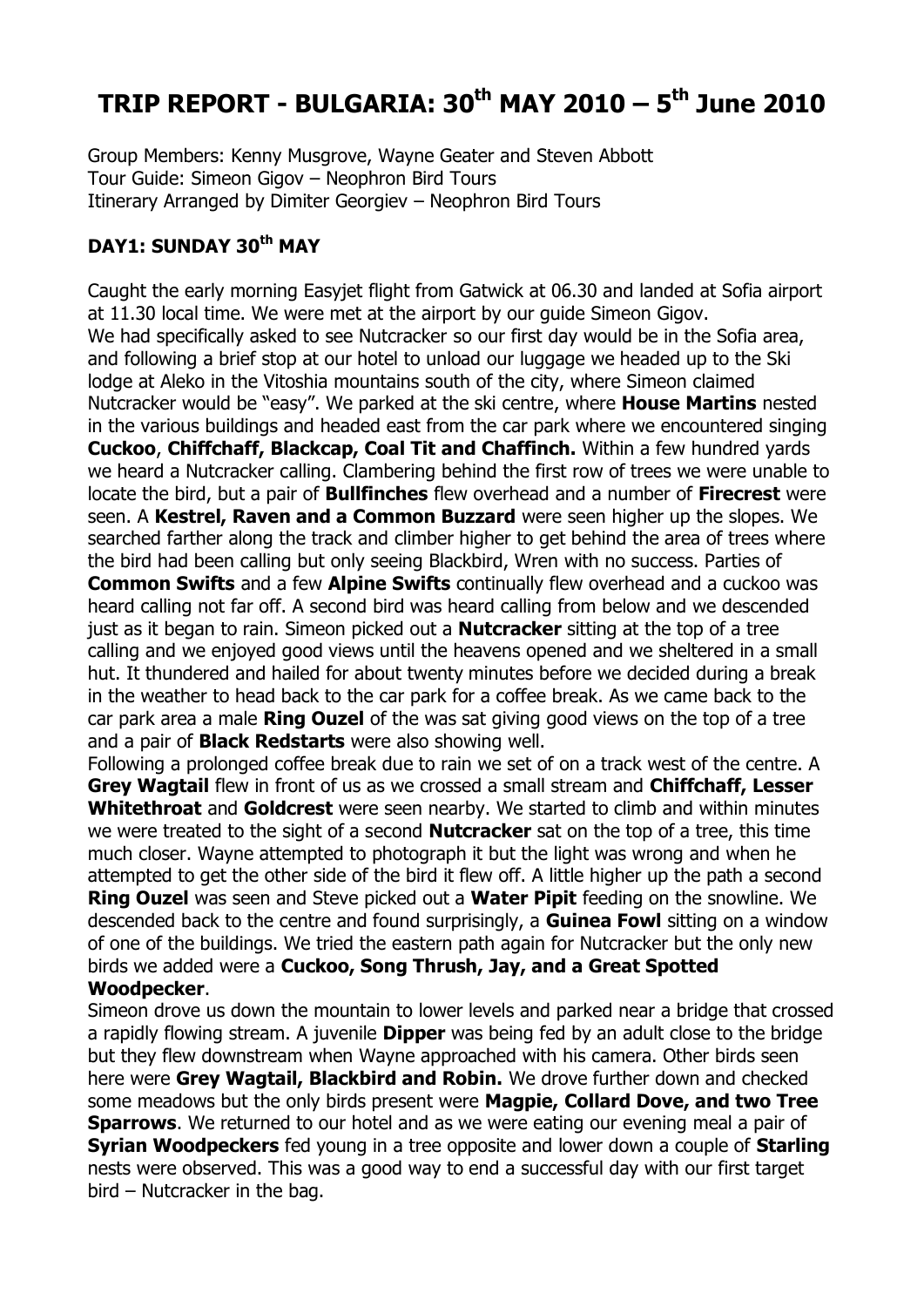# TRIP REPORT - BULGARIA: 30th MAY 2010 – 5th June 2010

Group Members: Kenny Musgrove, Wayne Geater and Steven Abbott
Tour Guide: Simeon Gigov – Neophron Bird Tours
Itinerary Arranged by Dimiter Georgiev – Neophron Bird Tours

## DAY1: SUNDAY 30th MAY

Caught the early morning Easyjet flight from Gatwick at 06.30 and landed at Sofia airport at 11.30 local time. We were met at the airport by our guide Simeon Gigov.
We had specifically asked to see Nutcracker so our first day would be in the Sofia area, and following a brief stop at our hotel to unload our luggage we headed up to the Ski lodge at Aleko in the Vitoshia mountains south of the city, where Simeon claimed Nutcracker would be "easy". We parked at the ski centre, where **House Martins** nested in the various buildings and headed east from the car park where we encountered singing **Cuckoo**, **Chiffchaff, Blackcap, Coal Tit and Chaffinch.** Within a few hundred yards we heard a Nutcracker calling. Clambering behind the first row of trees we were unable to locate the bird, but a pair of **Bullfinches** flew overhead and a number of **Firecrest** were seen. A **Kestrel, Raven and a Common Buzzard** were seen higher up the slopes. We searched farther along the track and climber higher to get behind the area of trees where the bird had been calling but only seeing Blackbird, Wren with no success. Parties of **Common Swifts** and a few **Alpine Swifts** continually flew overhead and a cuckoo was heard calling not far off. A second bird was heard calling from below and we descended just as it began to rain. Simeon picked out a **Nutcracker** sitting at the top of a tree calling and we enjoyed good views until the heavens opened and we sheltered in a small hut. It thundered and hailed for about twenty minutes before we decided during a break in the weather to head back to the car park for a coffee break. As we came back to the car park area a male **Ring Ouzel** of the was sat giving good views on the top of a tree and a pair of **Black Redstarts** were also showing well.
Following a prolonged coffee break due to rain we set of on a track west of the centre. A **Grey Wagtail** flew in front of us as we crossed a small stream and **Chiffchaff, Lesser Whitethroat** and **Goldcrest** were seen nearby. We started to climb and within minutes we were treated to the sight of a second **Nutcracker** sat on the top of a tree, this time much closer. Wayne attempted to photograph it but the light was wrong and when he attempted to get the other side of the bird it flew off. A little higher up the path a second **Ring Ouzel** was seen and Steve picked out a **Water Pipit** feeding on the snowline. We descended back to the centre and found surprisingly, a **Guinea Fowl** sitting on a window of one of the buildings. We tried the eastern path again for Nutcracker but the only new birds we added were a **Cuckoo, Song Thrush, Jay, and a Great Spotted Woodpecker**.
Simeon drove us down the mountain to lower levels and parked near a bridge that crossed a rapidly flowing stream. A juvenile **Dipper** was being fed by an adult close to the bridge but they flew downstream when Wayne approached with his camera. Other birds seen here were **Grey Wagtail, Blackbird and Robin.** We drove further down and checked some meadows but the only birds present were **Magpie, Collard Dove, and two Tree Sparrows**. We returned to our hotel and as we were eating our evening meal a pair of **Syrian Woodpeckers** fed young in a tree opposite and lower down a couple of **Starling** nests were observed. This was a good way to end a successful day with our first target bird – Nutcracker in the bag.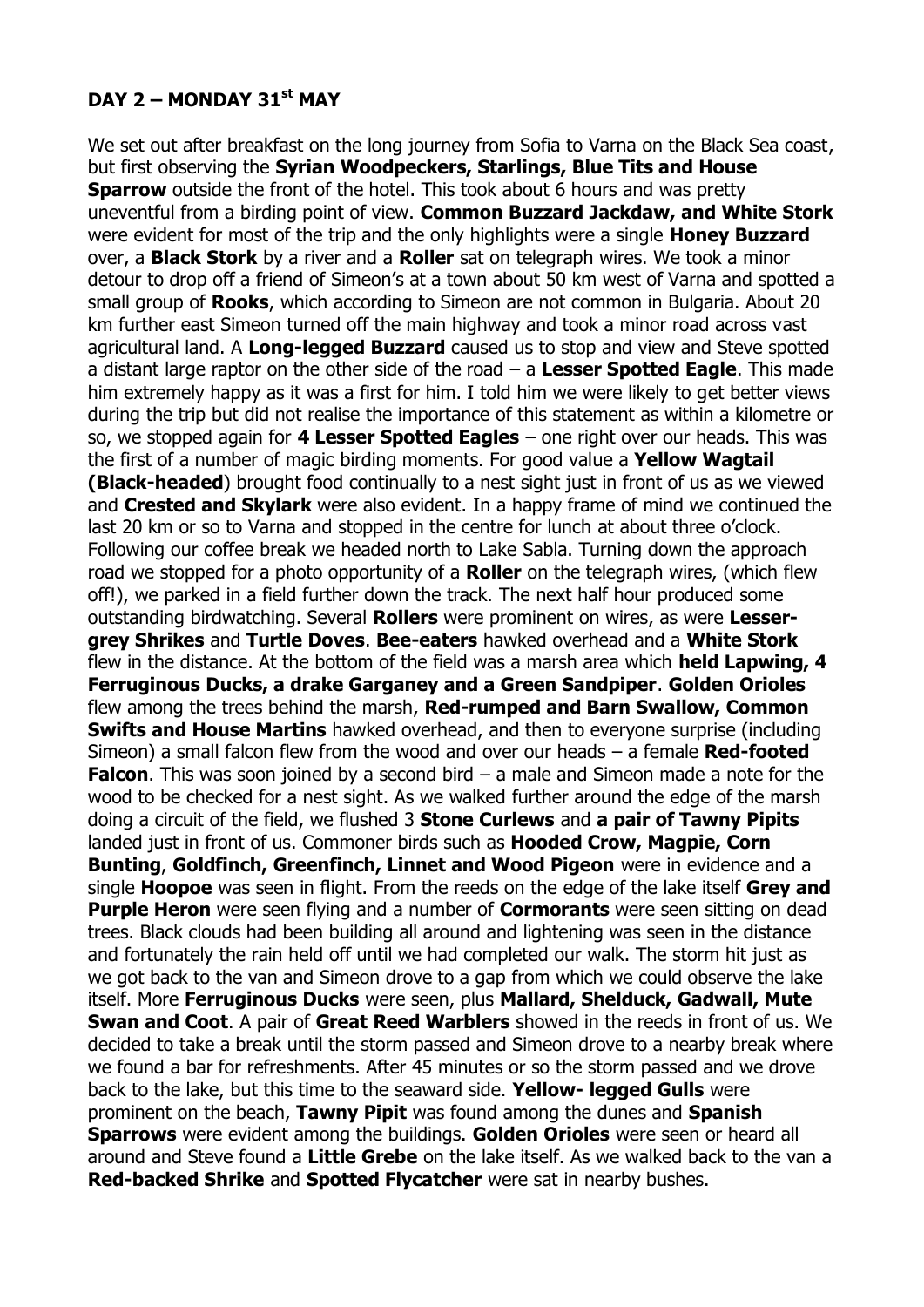## DAY 2 – MONDAY 31st MAY

We set out after breakfast on the long journey from Sofia to Varna on the Black Sea coast, but first observing the **Syrian Woodpeckers, Starlings, Blue Tits and House Sparrow** outside the front of the hotel. This took about 6 hours and was pretty uneventful from a birding point of view. **Common Buzzard Jackdaw, and White Stork** were evident for most of the trip and the only highlights were a single **Honey Buzzard** over, a **Black Stork** by a river and a **Roller** sat on telegraph wires. We took a minor detour to drop off a friend of Simeon's at a town about 50 km west of Varna and spotted a small group of **Rooks**, which according to Simeon are not common in Bulgaria. About 20 km further east Simeon turned off the main highway and took a minor road across vast agricultural land. A **Long-legged Buzzard** caused us to stop and view and Steve spotted a distant large raptor on the other side of the road – a **Lesser Spotted Eagle**. This made him extremely happy as it was a first for him. I told him we were likely to get better views during the trip but did not realise the importance of this statement as within a kilometre or so, we stopped again for **4 Lesser Spotted Eagles** – one right over our heads. This was the first of a number of magic birding moments. For good value a **Yellow Wagtail (Black-headed**) brought food continually to a nest sight just in front of us as we viewed and **Crested and Skylark** were also evident. In a happy frame of mind we continued the last 20 km or so to Varna and stopped in the centre for lunch at about three o'clock. Following our coffee break we headed north to Lake Sabla. Turning down the approach road we stopped for a photo opportunity of a **Roller** on the telegraph wires, (which flew off!), we parked in a field further down the track. The next half hour produced some outstanding birdwatching. Several **Rollers** were prominent on wires, as were **Lesser-grey Shrikes** and **Turtle Doves**. **Bee-eaters** hawked overhead and a **White Stork** flew in the distance. At the bottom of the field was a marsh area which **held Lapwing, 4 Ferruginous Ducks, a drake Garganey and a Green Sandpiper**. **Golden Orioles** flew among the trees behind the marsh, **Red-rumped and Barn Swallow, Common Swifts and House Martins** hawked overhead, and then to everyone surprise (including Simeon) a small falcon flew from the wood and over our heads – a female **Red-footed Falcon**. This was soon joined by a second bird – a male and Simeon made a note for the wood to be checked for a nest sight. As we walked further around the edge of the marsh doing a circuit of the field, we flushed 3 **Stone Curlews** and **a pair of Tawny Pipits** landed just in front of us. Commoner birds such as **Hooded Crow, Magpie, Corn Bunting**, **Goldfinch, Greenfinch, Linnet and Wood Pigeon** were in evidence and a single **Hoopoe** was seen in flight. From the reeds on the edge of the lake itself **Grey and Purple Heron** were seen flying and a number of **Cormorants** were seen sitting on dead trees. Black clouds had been building all around and lightening was seen in the distance and fortunately the rain held off until we had completed our walk. The storm hit just as we got back to the van and Simeon drove to a gap from which we could observe the lake itself. More **Ferruginous Ducks** were seen, plus **Mallard, Shelduck, Gadwall, Mute Swan and Coot**. A pair of **Great Reed Warblers** showed in the reeds in front of us. We decided to take a break until the storm passed and Simeon drove to a nearby break where we found a bar for refreshments. After 45 minutes or so the storm passed and we drove back to the lake, but this time to the seaward side. **Yellow- legged Gulls** were prominent on the beach, **Tawny Pipit** was found among the dunes and **Spanish Sparrows** were evident among the buildings. **Golden Orioles** were seen or heard all around and Steve found a **Little Grebe** on the lake itself. As we walked back to the van a **Red-backed Shrike** and **Spotted Flycatcher** were sat in nearby bushes.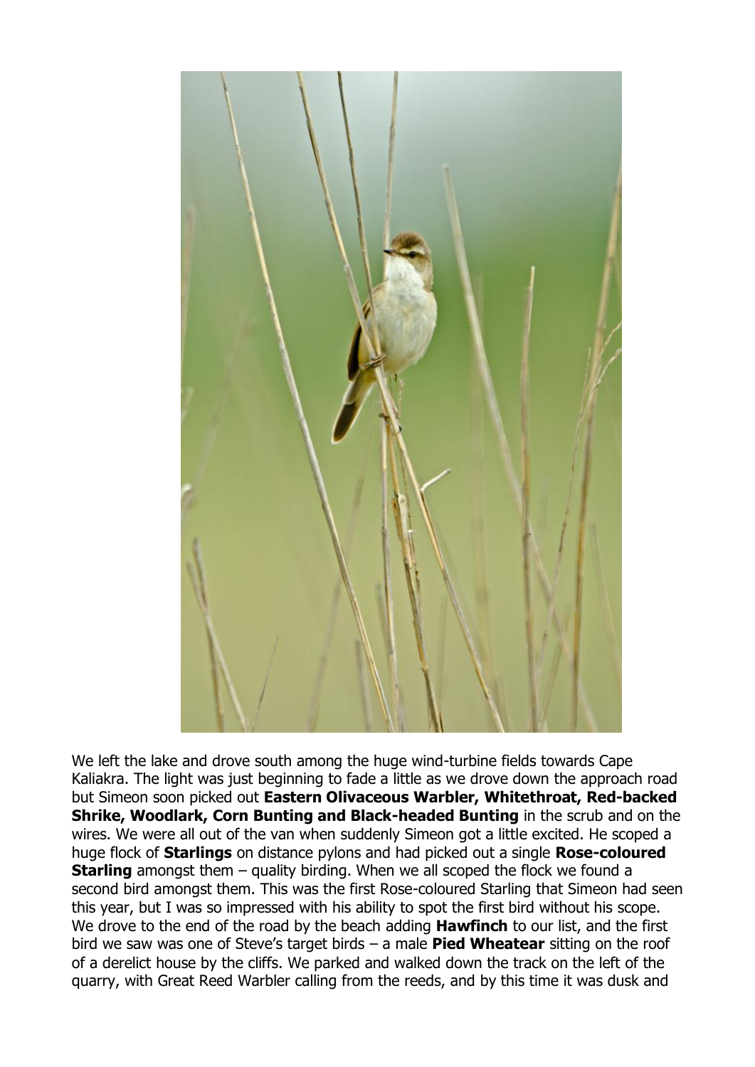We left the lake and drove south among the huge wind-turbine fields towards Cape Kaliakra. The light was just beginning to fade a little as we drove down the approach road but Simeon soon picked out **Eastern Olivaceous Warbler, Whitethroat, Red-backed Shrike, Woodlark, Corn Bunting and Black-headed Bunting** in the scrub and on the wires. We were all out of the van when suddenly Simeon got a little excited. He scoped a huge flock of **Starlings** on distance pylons and had picked out a single **Rose-coloured Starling** amongst them – quality birding. When we all scoped the flock we found a second bird amongst them. This was the first Rose-coloured Starling that Simeon had seen this year, but I was so impressed with his ability to spot the first bird without his scope. We drove to the end of the road by the beach adding **Hawfinch** to our list, and the first bird we saw was one of Steve's target birds – a male **Pied Wheatear** sitting on the roof of a derelict house by the cliffs. We parked and walked down the track on the left of the quarry, with Great Reed Warbler calling from the reeds, and by this time it was dusk and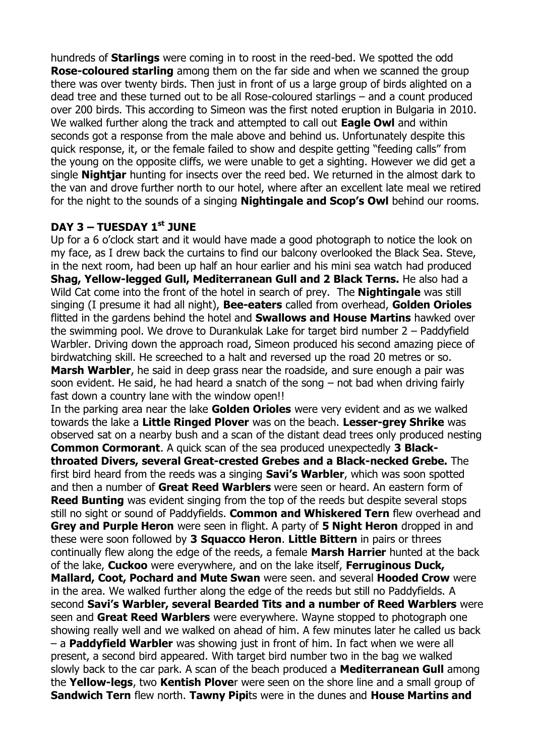hundreds of **Starlings** were coming in to roost in the reed-bed. We spotted the odd **Rose-coloured starling** among them on the far side and when we scanned the group there was over twenty birds. Then just in front of us a large group of birds alighted on a dead tree and these turned out to be all Rose-coloured starlings – and a count produced over 200 birds. This according to Simeon was the first noted eruption in Bulgaria in 2010. We walked further along the track and attempted to call out **Eagle Owl** and within seconds got a response from the male above and behind us. Unfortunately despite this quick response, it, or the female failed to show and despite getting "feeding calls" from the young on the opposite cliffs, we were unable to get a sighting. However we did get a single **Nightjar** hunting for insects over the reed bed. We returned in the almost dark to the van and drove further north to our hotel, where after an excellent late meal we retired for the night to the sounds of a singing **Nightingale and Scop's Owl** behind our rooms.

## DAY 3 – TUESDAY 1st JUNE

Up for a 6 o'clock start and it would have made a good photograph to notice the look on my face, as I drew back the curtains to find our balcony overlooked the Black Sea. Steve, in the next room, had been up half an hour earlier and his mini sea watch had produced **Shag, Yellow-legged Gull, Mediterranean Gull and 2 Black Terns.** He also had a Wild Cat come into the front of the hotel in search of prey. The **Nightingale** was still singing (I presume it had all night), **Bee-eaters** called from overhead, **Golden Orioles** flitted in the gardens behind the hotel and **Swallows and House Martins** hawked over the swimming pool. We drove to Durankulak Lake for target bird number 2 – Paddyfield Warbler. Driving down the approach road, Simeon produced his second amazing piece of birdwatching skill. He screeched to a halt and reversed up the road 20 metres or so. **Marsh Warbler**, he said in deep grass near the roadside, and sure enough a pair was soon evident. He said, he had heard a snatch of the song – not bad when driving fairly fast down a country lane with the window open!!

In the parking area near the lake **Golden Orioles** were very evident and as we walked towards the lake a **Little Ringed Plover** was on the beach. **Lesser-grey Shrike** was observed sat on a nearby bush and a scan of the distant dead trees only produced nesting **Common Cormorant**. A quick scan of the sea produced unexpectedly **3 Black-throated Divers, several Great-crested Grebes and a Black-necked Grebe.** The first bird heard from the reeds was a singing **Savi's Warbler**, which was soon spotted and then a number of **Great Reed Warblers** were seen or heard. An eastern form of **Reed Bunting** was evident singing from the top of the reeds but despite several stops still no sight or sound of Paddyfields. **Common and Whiskered Tern** flew overhead and **Grey and Purple Heron** were seen in flight. A party of **5 Night Heron** dropped in and these were soon followed by **3 Squacco Heron**. **Little Bittern** in pairs or threes continually flew along the edge of the reeds, a female **Marsh Harrier** hunted at the back of the lake, **Cuckoo** were everywhere, and on the lake itself, **Ferruginous Duck, Mallard, Coot, Pochard and Mute Swan** were seen. and several **Hooded Crow** were in the area. We walked further along the edge of the reeds but still no Paddyfields. A second **Savi's Warbler, several Bearded Tits and a number of Reed Warblers** were seen and **Great Reed Warblers** were everywhere. Wayne stopped to photograph one showing really well and we walked on ahead of him. A few minutes later he called us back – a **Paddyfield Warbler** was showing just in front of him. In fact when we were all present, a second bird appeared. With target bird number two in the bag we walked slowly back to the car park. A scan of the beach produced a **Mediterranean Gull** among the **Yellow-legs**, two **Kentish Plove**r were seen on the shore line and a small group of **Sandwich Tern** flew north. **Tawny Pipi**ts were in the dunes and **House Martins and**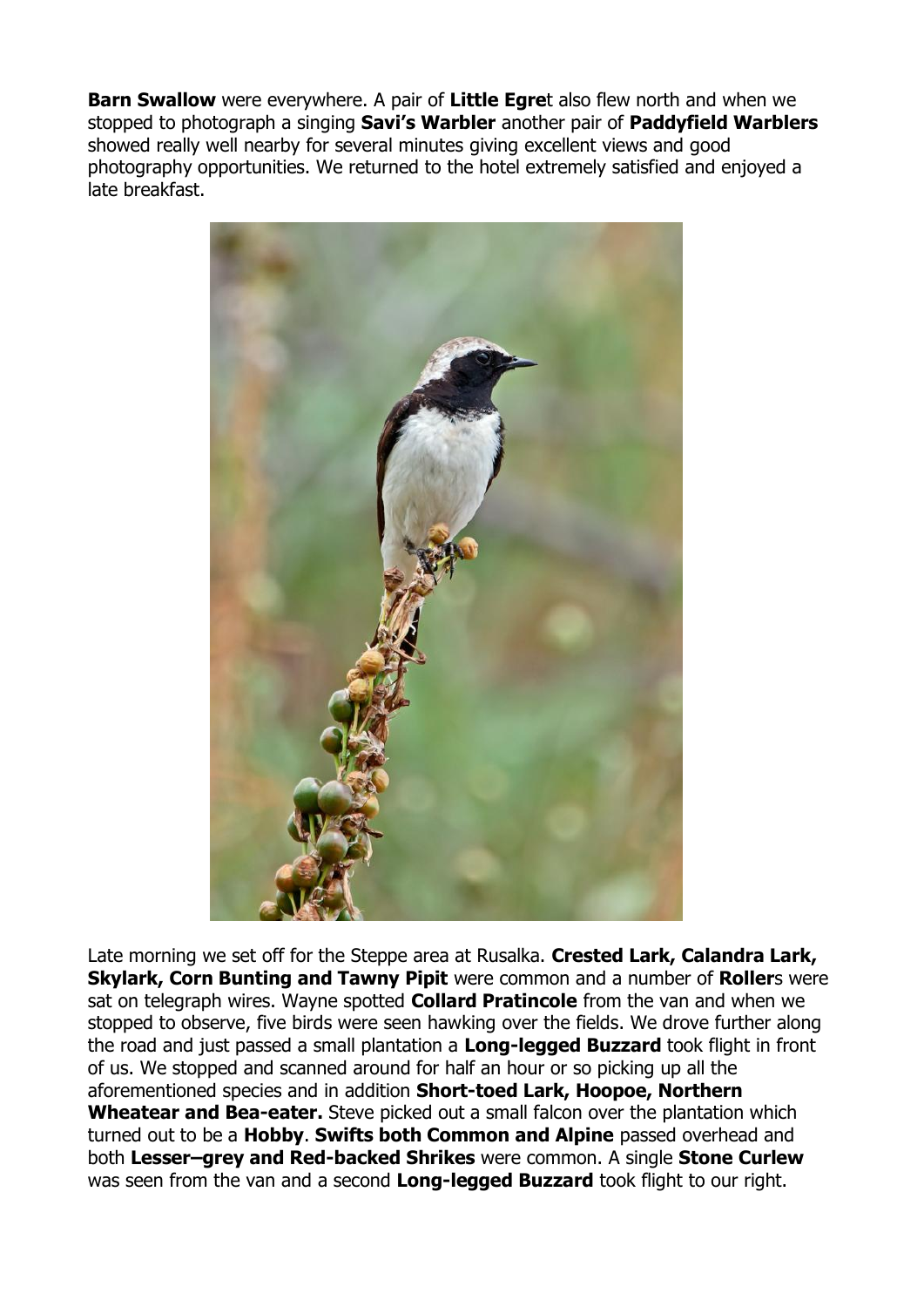**Barn Swallow** were everywhere. A pair of **Little Egre**t also flew north and when we stopped to photograph a singing **Savi's Warbler** another pair of **Paddyfield Warblers** showed really well nearby for several minutes giving excellent views and good photography opportunities. We returned to the hotel extremely satisfied and enjoyed a late breakfast.

Late morning we set off for the Steppe area at Rusalka. **Crested Lark, Calandra Lark, Skylark, Corn Bunting and Tawny Pipit** were common and a number of **Roller**s were sat on telegraph wires. Wayne spotted **Collard Pratincole** from the van and when we stopped to observe, five birds were seen hawking over the fields. We drove further along the road and just passed a small plantation a **Long-legged Buzzard** took flight in front of us. We stopped and scanned around for half an hour or so picking up all the aforementioned species and in addition **Short-toed Lark, Hoopoe, Northern Wheatear and Bea-eater.** Steve picked out a small falcon over the plantation which turned out to be a **Hobby**. **Swifts both Common and Alpine** passed overhead and both **Lesser–grey and Red-backed Shrikes** were common. A single **Stone Curlew** was seen from the van and a second **Long-legged Buzzard** took flight to our right.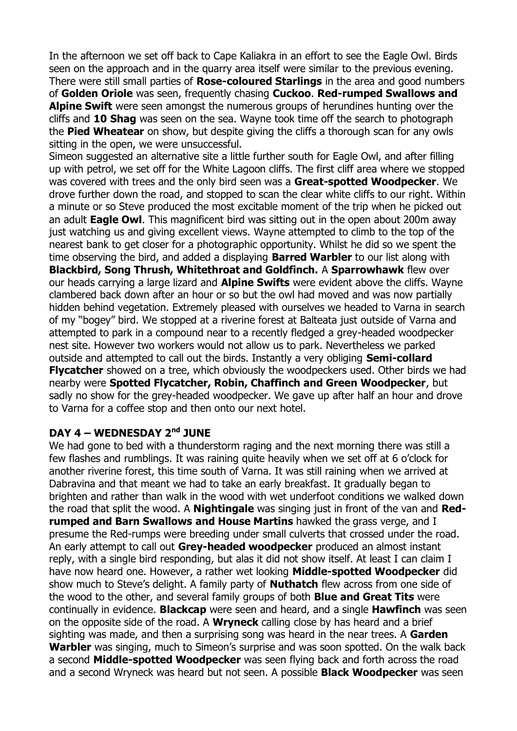In the afternoon we set off back to Cape Kaliakra in an effort to see the Eagle Owl. Birds seen on the approach and in the quarry area itself were similar to the previous evening. There were still small parties of **Rose-coloured Starlings** in the area and good numbers of **Golden Oriole** was seen, frequently chasing **Cuckoo**. **Red-rumped Swallows and Alpine Swift** were seen amongst the numerous groups of herundines hunting over the cliffs and **10 Shag** was seen on the sea. Wayne took time off the search to photograph the **Pied Wheatear** on show, but despite giving the cliffs a thorough scan for any owls sitting in the open, we were unsuccessful.

Simeon suggested an alternative site a little further south for Eagle Owl, and after filling up with petrol, we set off for the White Lagoon cliffs. The first cliff area where we stopped was covered with trees and the only bird seen was a **Great-spotted Woodpecker**. We drove further down the road, and stopped to scan the clear white cliffs to our right. Within a minute or so Steve produced the most excitable moment of the trip when he picked out an adult **Eagle Owl**. This magnificent bird was sitting out in the open about 200m away just watching us and giving excellent views. Wayne attempted to climb to the top of the nearest bank to get closer for a photographic opportunity. Whilst he did so we spent the time observing the bird, and added a displaying **Barred Warbler** to our list along with **Blackbird, Song Thrush, Whitethroat and Goldfinch.** A **Sparrowhawk** flew over our heads carrying a large lizard and **Alpine Swifts** were evident above the cliffs. Wayne clambered back down after an hour or so but the owl had moved and was now partially hidden behind vegetation. Extremely pleased with ourselves we headed to Varna in search of my "bogey" bird. We stopped at a riverine forest at Balteata just outside of Varna and attempted to park in a compound near to a recently fledged a grey-headed woodpecker nest site. However two workers would not allow us to park. Nevertheless we parked outside and attempted to call out the birds. Instantly a very obliging **Semi-collard Flycatcher** showed on a tree, which obviously the woodpeckers used. Other birds we had nearby were **Spotted Flycatcher, Robin, Chaffinch and Green Woodpecker**, but sadly no show for the grey-headed woodpecker. We gave up after half an hour and drove to Varna for a coffee stop and then onto our next hotel.

## DAY 4 – WEDNESDAY 2nd JUNE

We had gone to bed with a thunderstorm raging and the next morning there was still a few flashes and rumblings. It was raining quite heavily when we set off at 6 o'clock for another riverine forest, this time south of Varna. It was still raining when we arrived at Dabravina and that meant we had to take an early breakfast. It gradually began to brighten and rather than walk in the wood with wet underfoot conditions we walked down the road that split the wood. A **Nightingale** was singing just in front of the van and **Red-rumped and Barn Swallows and House Martins** hawked the grass verge, and I presume the Red-rumps were breeding under small culverts that crossed under the road. An early attempt to call out **Grey-headed woodpecker** produced an almost instant reply, with a single bird responding, but alas it did not show itself. At least I can claim I have now heard one. However, a rather wet looking **Middle-spotted Woodpecker** did show much to Steve's delight. A family party of **Nuthatch** flew across from one side of the wood to the other, and several family groups of both **Blue and Great Tits** were continually in evidence. **Blackcap** were seen and heard, and a single **Hawfinch** was seen on the opposite side of the road. A **Wryneck** calling close by has heard and a brief sighting was made, and then a surprising song was heard in the near trees. A **Garden Warbler** was singing, much to Simeon's surprise and was soon spotted. On the walk back a second **Middle-spotted Woodpecker** was seen flying back and forth across the road and a second Wryneck was heard but not seen. A possible **Black Woodpecker** was seen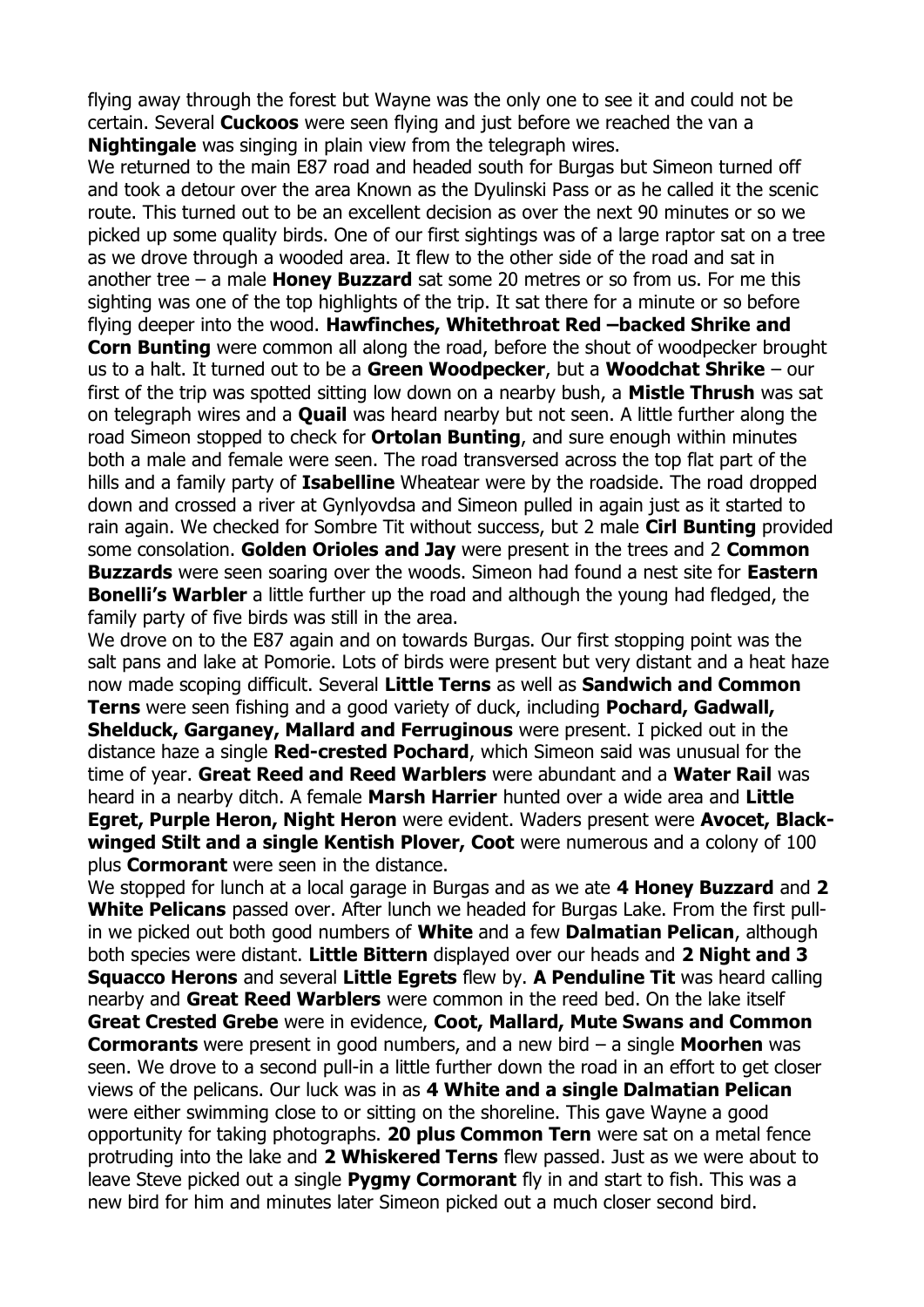flying away through the forest but Wayne was the only one to see it and could not be certain. Several **Cuckoos** were seen flying and just before we reached the van a **Nightingale** was singing in plain view from the telegraph wires.

We returned to the main E87 road and headed south for Burgas but Simeon turned off and took a detour over the area Known as the Dyulinski Pass or as he called it the scenic route. This turned out to be an excellent decision as over the next 90 minutes or so we picked up some quality birds. One of our first sightings was of a large raptor sat on a tree as we drove through a wooded area. It flew to the other side of the road and sat in another tree – a male **Honey Buzzard** sat some 20 metres or so from us. For me this sighting was one of the top highlights of the trip. It sat there for a minute or so before flying deeper into the wood. **Hawfinches, Whitethroat Red –backed Shrike and Corn Bunting** were common all along the road, before the shout of woodpecker brought us to a halt. It turned out to be a **Green Woodpecker**, but a **Woodchat Shrike** – our first of the trip was spotted sitting low down on a nearby bush, a **Mistle Thrush** was sat on telegraph wires and a **Quail** was heard nearby but not seen. A little further along the road Simeon stopped to check for **Ortolan Bunting**, and sure enough within minutes both a male and female were seen. The road transversed across the top flat part of the hills and a family party of **Isabelline** Wheatear were by the roadside. The road dropped down and crossed a river at Gynlyovdsa and Simeon pulled in again just as it started to rain again. We checked for Sombre Tit without success, but 2 male **Cirl Bunting** provided some consolation. **Golden Orioles and Jay** were present in the trees and 2 **Common Buzzards** were seen soaring over the woods. Simeon had found a nest site for **Eastern Bonelli's Warbler** a little further up the road and although the young had fledged, the family party of five birds was still in the area.

We drove on to the E87 again and on towards Burgas. Our first stopping point was the salt pans and lake at Pomorie. Lots of birds were present but very distant and a heat haze now made scoping difficult. Several **Little Terns** as well as **Sandwich and Common Terns** were seen fishing and a good variety of duck, including **Pochard, Gadwall, Shelduck, Garganey, Mallard and Ferruginous** were present. I picked out in the distance haze a single **Red-crested Pochard**, which Simeon said was unusual for the time of year. **Great Reed and Reed Warblers** were abundant and a **Water Rail** was heard in a nearby ditch. A female **Marsh Harrier** hunted over a wide area and **Little Egret, Purple Heron, Night Heron** were evident. Waders present were **Avocet, Black-winged Stilt and a single Kentish Plover, Coot** were numerous and a colony of 100 plus **Cormorant** were seen in the distance.

We stopped for lunch at a local garage in Burgas and as we ate **4 Honey Buzzard** and **2 White Pelicans** passed over. After lunch we headed for Burgas Lake. From the first pull-in we picked out both good numbers of **White** and a few **Dalmatian Pelican**, although both species were distant. **Little Bittern** displayed over our heads and **2 Night and 3 Squacco Herons** and several **Little Egrets** flew by. **A Penduline Tit** was heard calling nearby and **Great Reed Warblers** were common in the reed bed. On the lake itself **Great Crested Grebe** were in evidence, **Coot, Mallard, Mute Swans and Common Cormorants** were present in good numbers, and a new bird – a single **Moorhen** was seen. We drove to a second pull-in a little further down the road in an effort to get closer views of the pelicans. Our luck was in as **4 White and a single Dalmatian Pelican** were either swimming close to or sitting on the shoreline. This gave Wayne a good opportunity for taking photographs. **20 plus Common Tern** were sat on a metal fence protruding into the lake and **2 Whiskered Terns** flew passed. Just as we were about to leave Steve picked out a single **Pygmy Cormorant** fly in and start to fish. This was a new bird for him and minutes later Simeon picked out a much closer second bird.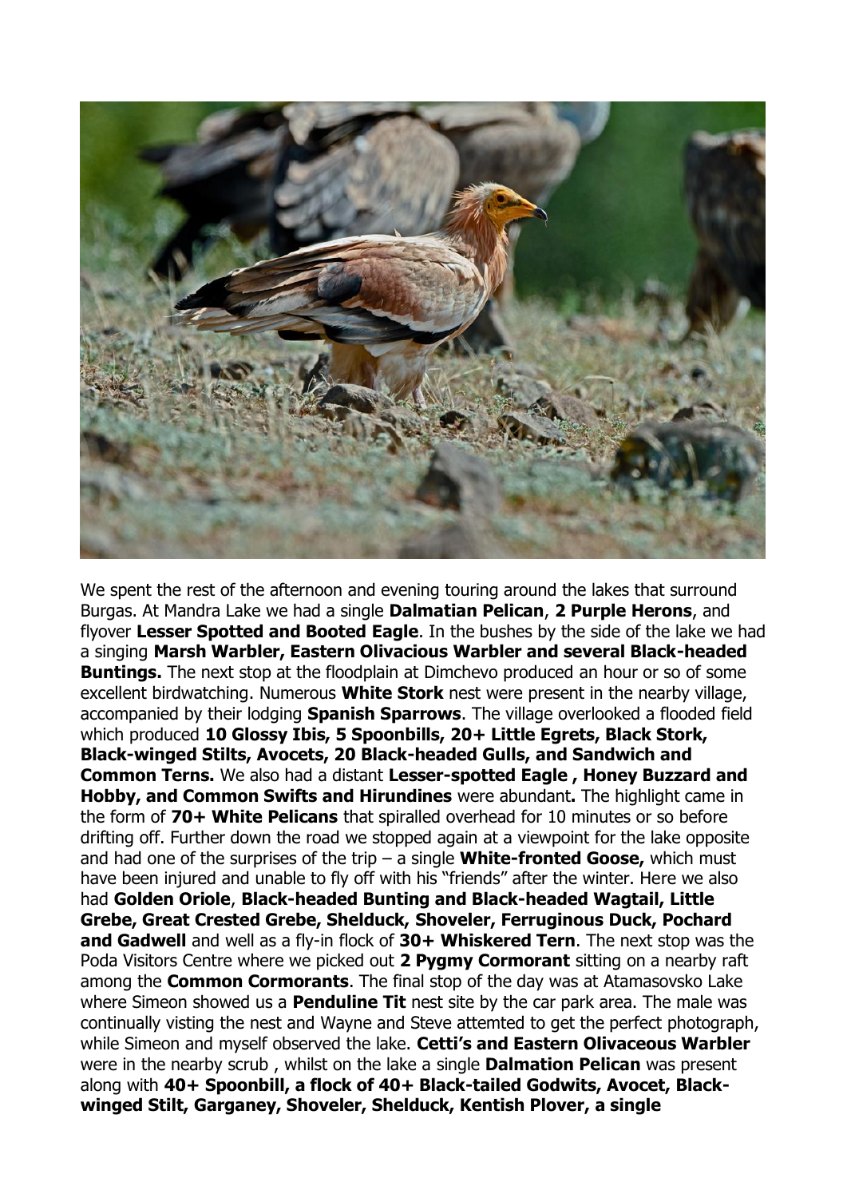We spent the rest of the afternoon and evening touring around the lakes that surround Burgas. At Mandra Lake we had a single **Dalmatian Pelican**, **2 Purple Herons**, and flyover **Lesser Spotted and Booted Eagle**. In the bushes by the side of the lake we had a singing **Marsh Warbler, Eastern Olivacious Warbler and several Black-headed Buntings.** The next stop at the floodplain at Dimchevo produced an hour or so of some excellent birdwatching. Numerous **White Stork** nest were present in the nearby village, accompanied by their lodging **Spanish Sparrows**. The village overlooked a flooded field which produced **10 Glossy Ibis, 5 Spoonbills, 20+ Little Egrets, Black Stork, Black-winged Stilts, Avocets, 20 Black-headed Gulls, and Sandwich and Common Terns.** We also had a distant **Lesser-spotted Eagle , Honey Buzzard and Hobby, and Common Swifts and Hirundines** were abundant**.** The highlight came in the form of **70+ White Pelicans** that spiralled overhead for 10 minutes or so before drifting off. Further down the road we stopped again at a viewpoint for the lake opposite and had one of the surprises of the trip – a single **White-fronted Goose,** which must have been injured and unable to fly off with his "friends" after the winter. Here we also had **Golden Oriole**, **Black-headed Bunting and Black-headed Wagtail, Little Grebe, Great Crested Grebe, Shelduck, Shoveler, Ferruginous Duck, Pochard and Gadwell** and well as a fly-in flock of **30+ Whiskered Tern**. The next stop was the Poda Visitors Centre where we picked out **2 Pygmy Cormorant** sitting on a nearby raft among the **Common Cormorants**. The final stop of the day was at Atamasovsko Lake where Simeon showed us a **Penduline Tit** nest site by the car park area. The male was continually visting the nest and Wayne and Steve attemted to get the perfect photograph, while Simeon and myself observed the lake. **Cetti's and Eastern Olivaceous Warbler** were in the nearby scrub , whilst on the lake a single **Dalmation Pelican** was present along with **40+ Spoonbill, a flock of 40+ Black-tailed Godwits, Avocet, Black-winged Stilt, Garganey, Shoveler, Shelduck, Kentish Plover, a single**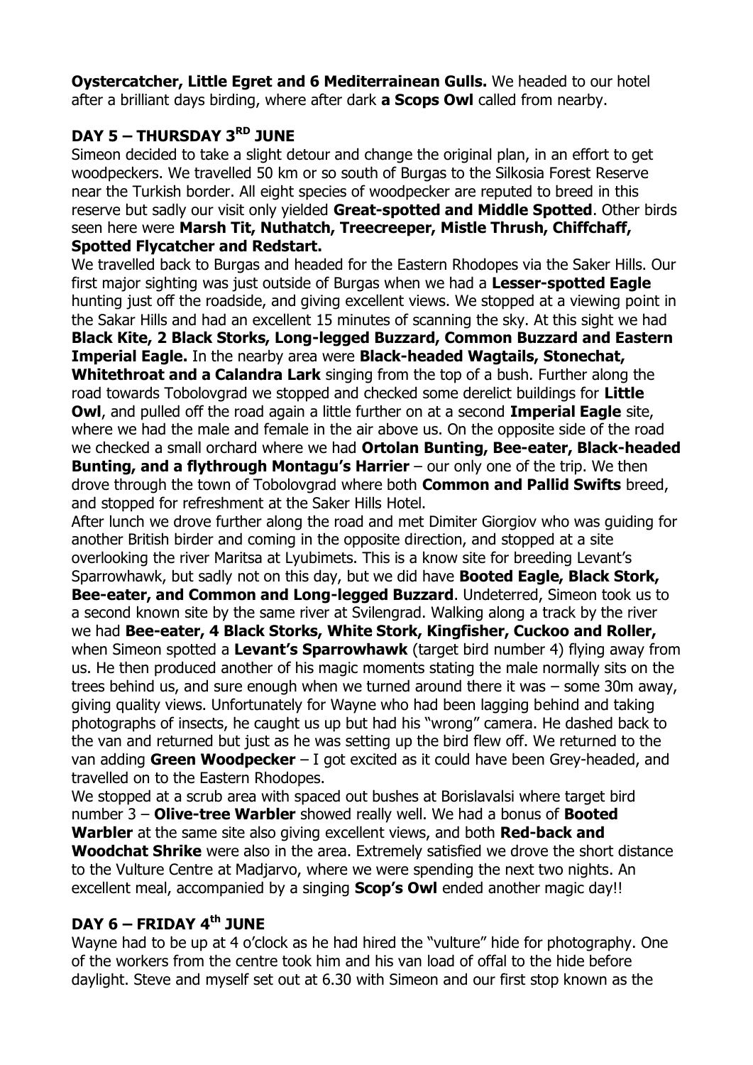**Oystercatcher, Little Egret and 6 Mediterrainean Gulls.** We headed to our hotel after a brilliant days birding, where after dark **a Scops Owl** called from nearby.

## DAY 5 – THURSDAY 3RD JUNE

Simeon decided to take a slight detour and change the original plan, in an effort to get woodpeckers. We travelled 50 km or so south of Burgas to the Silkosia Forest Reserve near the Turkish border. All eight species of woodpecker are reputed to breed in this reserve but sadly our visit only yielded **Great-spotted and Middle Spotted**. Other birds seen here were **Marsh Tit, Nuthatch, Treecreeper, Mistle Thrush, Chiffchaff, Spotted Flycatcher and Redstart.**

We travelled back to Burgas and headed for the Eastern Rhodopes via the Saker Hills. Our first major sighting was just outside of Burgas when we had a **Lesser-spotted Eagle** hunting just off the roadside, and giving excellent views. We stopped at a viewing point in the Sakar Hills and had an excellent 15 minutes of scanning the sky. At this sight we had **Black Kite, 2 Black Storks, Long-legged Buzzard, Common Buzzard and Eastern Imperial Eagle.** In the nearby area were **Black-headed Wagtails, Stonechat, Whitethroat and a Calandra Lark** singing from the top of a bush. Further along the road towards Tobolovgrad we stopped and checked some derelict buildings for **Little Owl**, and pulled off the road again a little further on at a second **Imperial Eagle** site, where we had the male and female in the air above us. On the opposite side of the road we checked a small orchard where we had **Ortolan Bunting, Bee-eater, Black-headed Bunting, and a flythrough Montagu's Harrier** – our only one of the trip. We then drove through the town of Tobolovgrad where both **Common and Pallid Swifts** breed, and stopped for refreshment at the Saker Hills Hotel.

After lunch we drove further along the road and met Dimiter Giorgiov who was guiding for another British birder and coming in the opposite direction, and stopped at a site overlooking the river Maritsa at Lyubimets. This is a know site for breeding Levant's Sparrowhawk, but sadly not on this day, but we did have **Booted Eagle, Black Stork, Bee-eater, and Common and Long-legged Buzzard**. Undeterred, Simeon took us to a second known site by the same river at Svilengrad. Walking along a track by the river we had **Bee-eater, 4 Black Storks, White Stork, Kingfisher, Cuckoo and Roller,** when Simeon spotted a **Levant's Sparrowhawk** (target bird number 4) flying away from us. He then produced another of his magic moments stating the male normally sits on the trees behind us, and sure enough when we turned around there it was – some 30m away, giving quality views. Unfortunately for Wayne who had been lagging behind and taking photographs of insects, he caught us up but had his "wrong" camera. He dashed back to the van and returned but just as he was setting up the bird flew off. We returned to the van adding **Green Woodpecker** – I got excited as it could have been Grey-headed, and travelled on to the Eastern Rhodopes.

We stopped at a scrub area with spaced out bushes at Borislavalsi where target bird number 3 – **Olive-tree Warbler** showed really well. We had a bonus of **Booted Warbler** at the same site also giving excellent views, and both **Red-back and Woodchat Shrike** were also in the area. Extremely satisfied we drove the short distance to the Vulture Centre at Madjarvo, where we were spending the next two nights. An excellent meal, accompanied by a singing **Scop's Owl** ended another magic day!!

## DAY 6 – FRIDAY 4th JUNE

Wayne had to be up at 4 o'clock as he had hired the "vulture" hide for photography. One of the workers from the centre took him and his van load of offal to the hide before daylight. Steve and myself set out at 6.30 with Simeon and our first stop known as the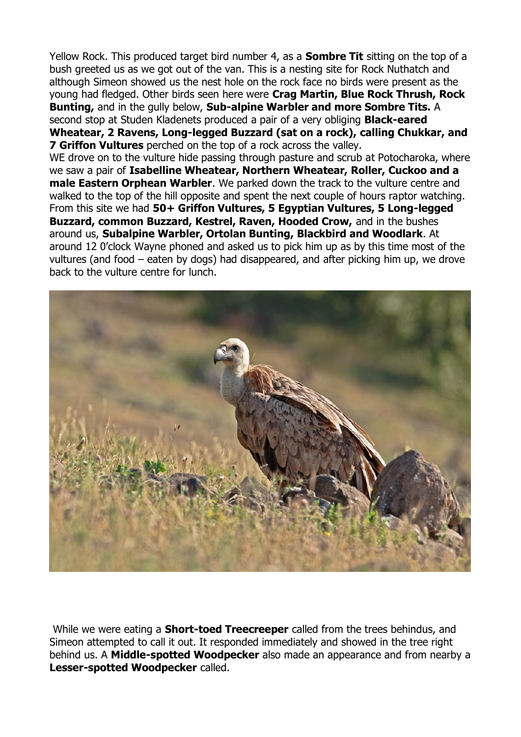Yellow Rock. This produced target bird number 4, as a **Sombre Tit** sitting on the top of a bush greeted us as we got out of the van. This is a nesting site for Rock Nuthatch and although Simeon showed us the nest hole on the rock face no birds were present as the young had fledged. Other birds seen here were **Crag Martin, Blue Rock Thrush, Rock Bunting,** and in the gully below, **Sub-alpine Warbler and more Sombre Tits.** A second stop at Studen Kladenets produced a pair of a very obliging **Black-eared Wheatear, 2 Ravens, Long-legged Buzzard (sat on a rock), calling Chukkar, and 7 Griffon Vultures** perched on the top of a rock across the valley.
WE drove on to the vulture hide passing through pasture and scrub at Potocharoka, where we saw a pair of **Isabelline Wheatear, Northern Wheatear, Roller, Cuckoo and a male Eastern Orphean Warbler**. We parked down the track to the vulture centre and walked to the top of the hill opposite and spent the next couple of hours raptor watching. From this site we had **50+ Griffon Vultures, 5 Egyptian Vultures, 5 Long-legged Buzzard, common Buzzard, Kestrel, Raven, Hooded Crow,** and in the bushes around us, **Subalpine Warbler, Ortolan Bunting, Blackbird and Woodlark**. At around 12 0'clock Wayne phoned and asked us to pick him up as by this time most of the vultures (and food – eaten by dogs) had disappeared, and after picking him up, we drove back to the vulture centre for lunch.

While we were eating a **Short-toed Treecreeper** called from the trees behindus, and Simeon attempted to call it out. It responded immediately and showed in the tree right behind us. A **Middle-spotted Woodpecker** also made an appearance and from nearby a **Lesser-spotted Woodpecker** called.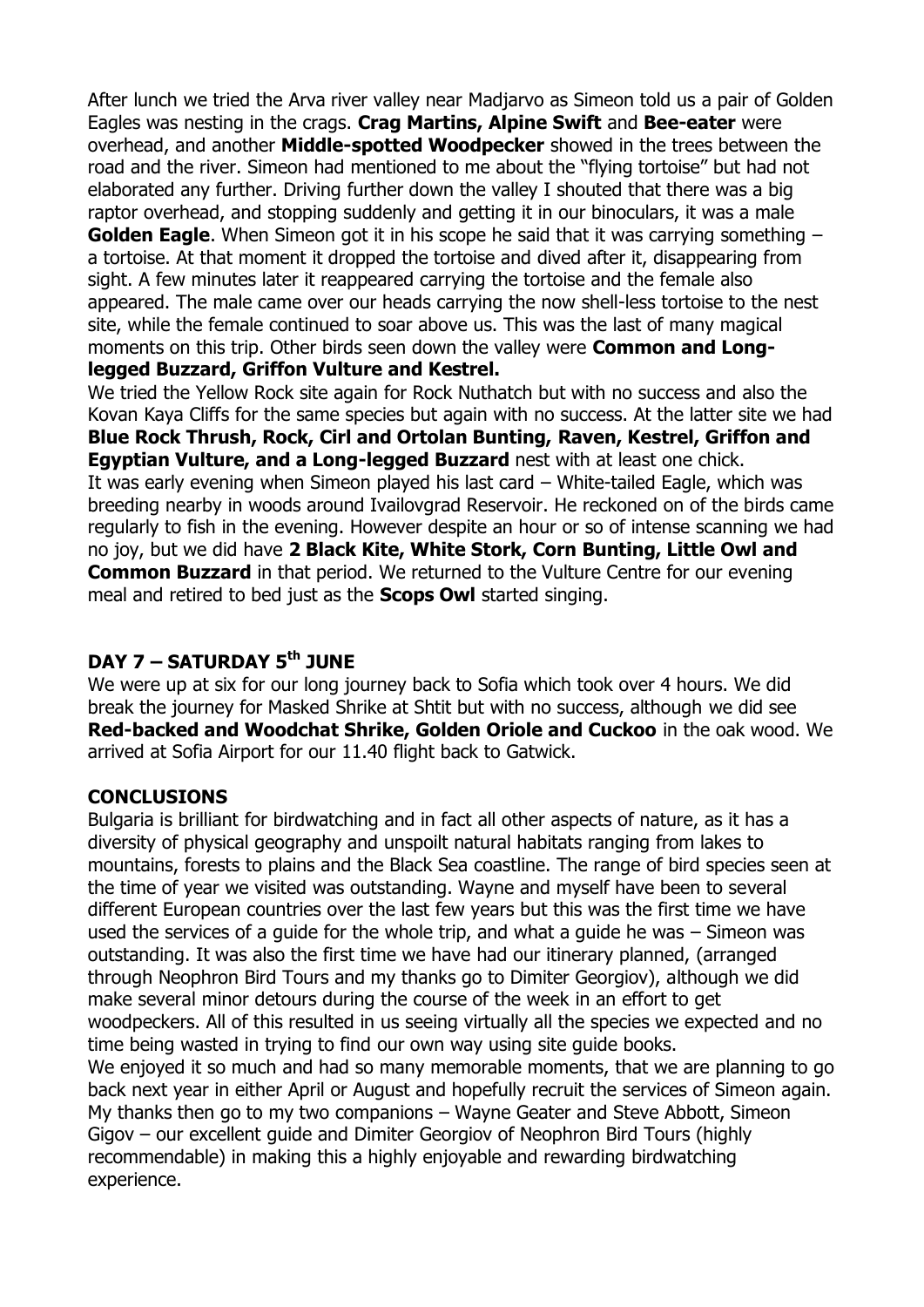After lunch we tried the Arva river valley near Madjarvo as Simeon told us a pair of Golden Eagles was nesting in the crags. **Crag Martins, Alpine Swift** and **Bee-eater** were overhead, and another **Middle-spotted Woodpecker** showed in the trees between the road and the river. Simeon had mentioned to me about the "flying tortoise" but had not elaborated any further. Driving further down the valley I shouted that there was a big raptor overhead, and stopping suddenly and getting it in our binoculars, it was a male **Golden Eagle**. When Simeon got it in his scope he said that it was carrying something – a tortoise. At that moment it dropped the tortoise and dived after it, disappearing from sight. A few minutes later it reappeared carrying the tortoise and the female also appeared. The male came over our heads carrying the now shell-less tortoise to the nest site, while the female continued to soar above us. This was the last of many magical moments on this trip. Other birds seen down the valley were **Common and Long-legged Buzzard, Griffon Vulture and Kestrel.**

We tried the Yellow Rock site again for Rock Nuthatch but with no success and also the Kovan Kaya Cliffs for the same species but again with no success. At the latter site we had **Blue Rock Thrush, Rock, Cirl and Ortolan Bunting, Raven, Kestrel, Griffon and Egyptian Vulture, and a Long-legged Buzzard** nest with at least one chick.

It was early evening when Simeon played his last card – White-tailed Eagle, which was breeding nearby in woods around Ivailovgrad Reservoir. He reckoned on of the birds came regularly to fish in the evening. However despite an hour or so of intense scanning we had no joy, but we did have **2 Black Kite, White Stork, Corn Bunting, Little Owl and Common Buzzard** in that period. We returned to the Vulture Centre for our evening meal and retired to bed just as the **Scops Owl** started singing.

## DAY 7 – SATURDAY 5th JUNE

We were up at six for our long journey back to Sofia which took over 4 hours. We did break the journey for Masked Shrike at Shtit but with no success, although we did see **Red-backed and Woodchat Shrike, Golden Oriole and Cuckoo** in the oak wood. We arrived at Sofia Airport for our 11.40 flight back to Gatwick.

## CONCLUSIONS

Bulgaria is brilliant for birdwatching and in fact all other aspects of nature, as it has a diversity of physical geography and unspoilt natural habitats ranging from lakes to mountains, forests to plains and the Black Sea coastline. The range of bird species seen at the time of year we visited was outstanding. Wayne and myself have been to several different European countries over the last few years but this was the first time we have used the services of a guide for the whole trip, and what a guide he was – Simeon was outstanding. It was also the first time we have had our itinerary planned, (arranged through Neophron Bird Tours and my thanks go to Dimiter Georgiov), although we did make several minor detours during the course of the week in an effort to get woodpeckers. All of this resulted in us seeing virtually all the species we expected and no time being wasted in trying to find our own way using site guide books.

We enjoyed it so much and had so many memorable moments, that we are planning to go back next year in either April or August and hopefully recruit the services of Simeon again. My thanks then go to my two companions – Wayne Geater and Steve Abbott, Simeon Gigov – our excellent guide and Dimiter Georgiov of Neophron Bird Tours (highly recommendable) in making this a highly enjoyable and rewarding birdwatching experience.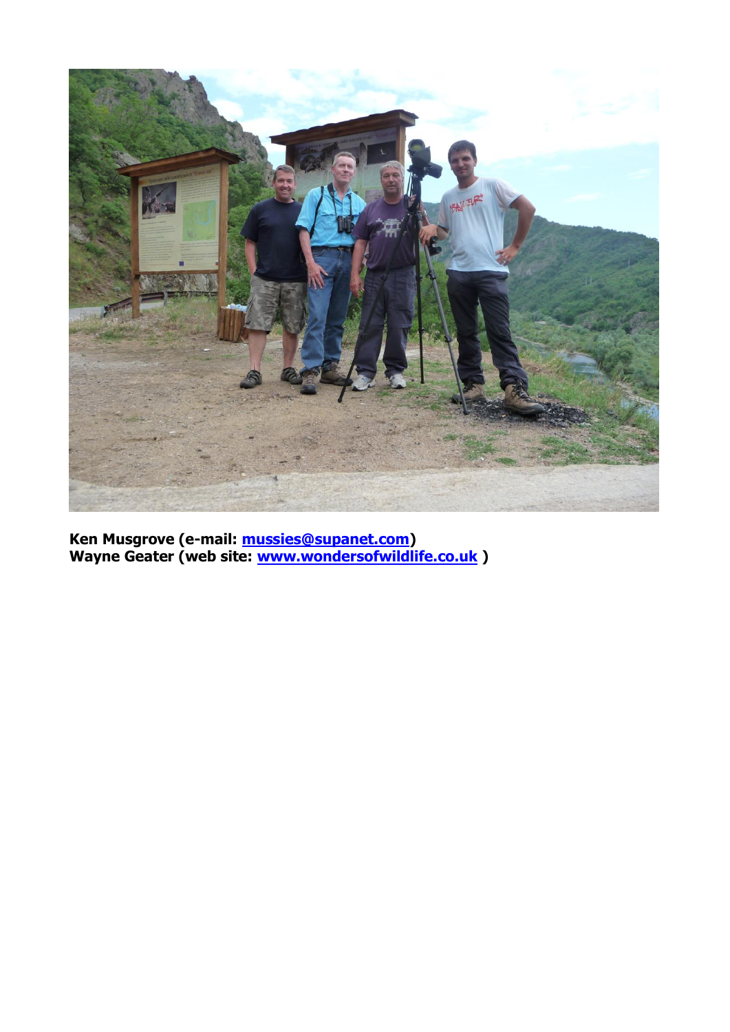**Ken Musgrove (e-mail: mussies@supanet.com)**
**Wayne Geater (web site: www.wondersofwildlife.co.uk )**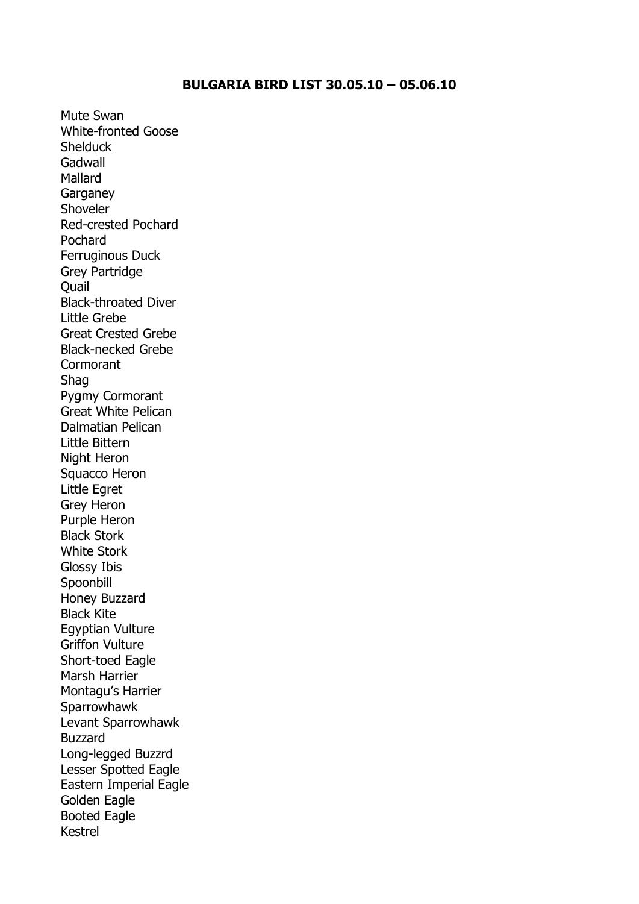**BULGARIA BIRD LIST 30.05.10 – 05.06.10**

Mute Swan
White-fronted Goose
Shelduck
Gadwall
Mallard
Garganey
Shoveler
Red-crested Pochard
Pochard
Ferruginous Duck
Grey Partridge
Quail
Black-throated Diver
Little Grebe
Great Crested Grebe
Black-necked Grebe
Cormorant
Shag
Pygmy Cormorant
Great White Pelican
Dalmatian Pelican
Little Bittern
Night Heron
Squacco Heron
Little Egret
Grey Heron
Purple Heron
Black Stork
White Stork
Glossy Ibis
Spoonbill
Honey Buzzard
Black Kite
Egyptian Vulture
Griffon Vulture
Short-toed Eagle
Marsh Harrier
Montagu's Harrier
Sparrowhawk
Levant Sparrowhawk
Buzzard
Long-legged Buzzrd
Lesser Spotted Eagle
Eastern Imperial Eagle
Golden Eagle
Booted Eagle
Kestrel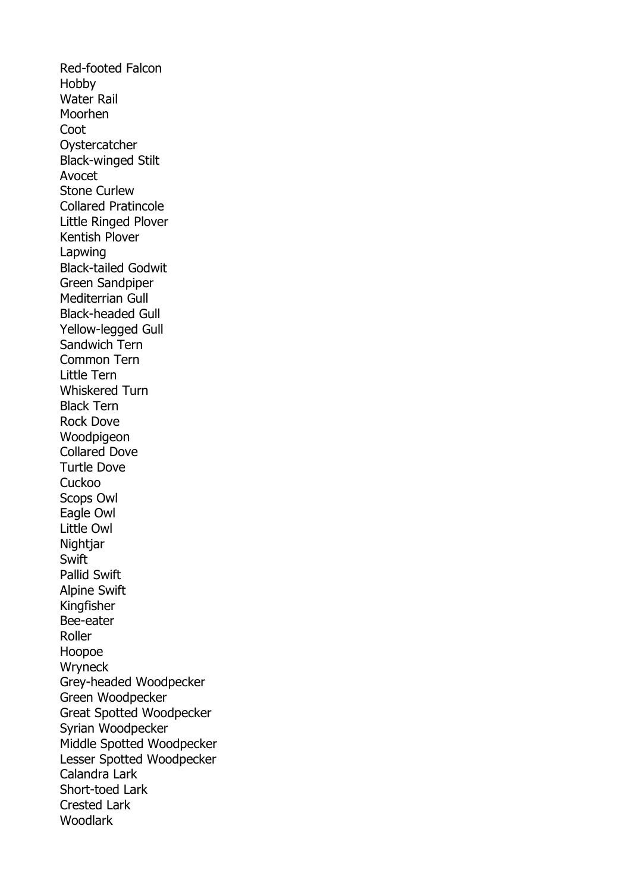Red-footed Falcon
Hobby
Water Rail
Moorhen
Coot
Oystercatcher
Black-winged Stilt
Avocet
Stone Curlew
Collared Pratincole
Little Ringed Plover
Kentish Plover
Lapwing
Black-tailed Godwit
Green Sandpiper
Mediterrian Gull
Black-headed Gull
Yellow-legged Gull
Sandwich Tern
Common Tern
Little Tern
Whiskered Turn
Black Tern
Rock Dove
Woodpigeon
Collared Dove
Turtle Dove
Cuckoo
Scops Owl
Eagle Owl
Little Owl
Nightjar
Swift
Pallid Swift
Alpine Swift
Kingfisher
Bee-eater
Roller
Hoopoe
Wryneck
Grey-headed Woodpecker
Green Woodpecker
Great Spotted Woodpecker
Syrian Woodpecker
Middle Spotted Woodpecker
Lesser Spotted Woodpecker
Calandra Lark
Short-toed Lark
Crested Lark
Woodlark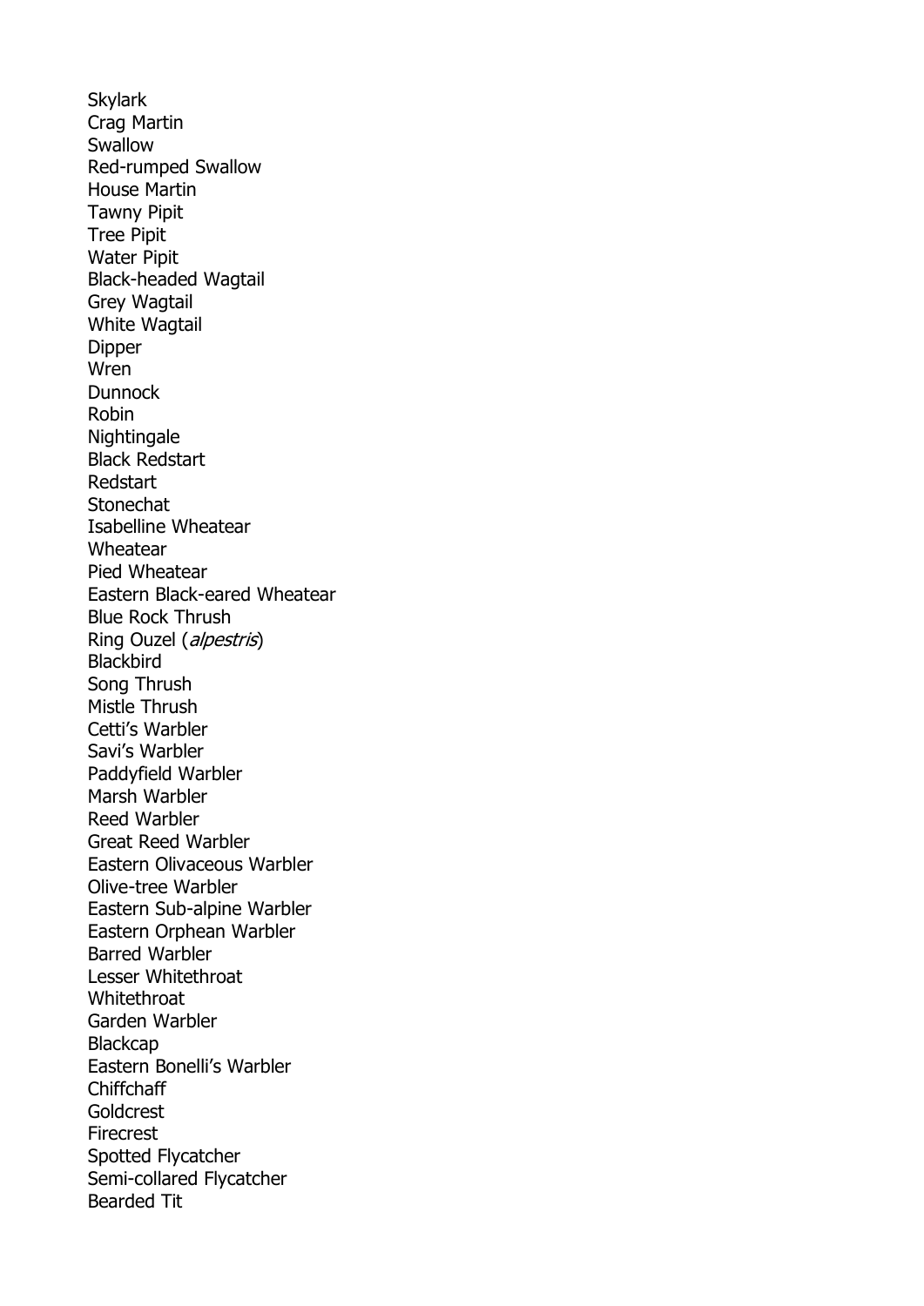Skylark
Crag Martin
Swallow
Red-rumped Swallow
House Martin
Tawny Pipit
Tree Pipit
Water Pipit
Black-headed Wagtail
Grey Wagtail
White Wagtail
Dipper
Wren
Dunnock
Robin
Nightingale
Black Redstart
Redstart
Stonechat
Isabelline Wheatear
Wheatear
Pied Wheatear
Eastern Black-eared Wheatear
Blue Rock Thrush
Ring Ouzel (*alpestris*)
Blackbird
Song Thrush
Mistle Thrush
Cetti's Warbler
Savi's Warbler
Paddyfield Warbler
Marsh Warbler
Reed Warbler
Great Reed Warbler
Eastern Olivaceous Warbler
Olive-tree Warbler
Eastern Sub-alpine Warbler
Eastern Orphean Warbler
Barred Warbler
Lesser Whitethroat
Whitethroat
Garden Warbler
Blackcap
Eastern Bonelli's Warbler
Chiffchaff
Goldcrest
Firecrest
Spotted Flycatcher
Semi-collared Flycatcher
Bearded Tit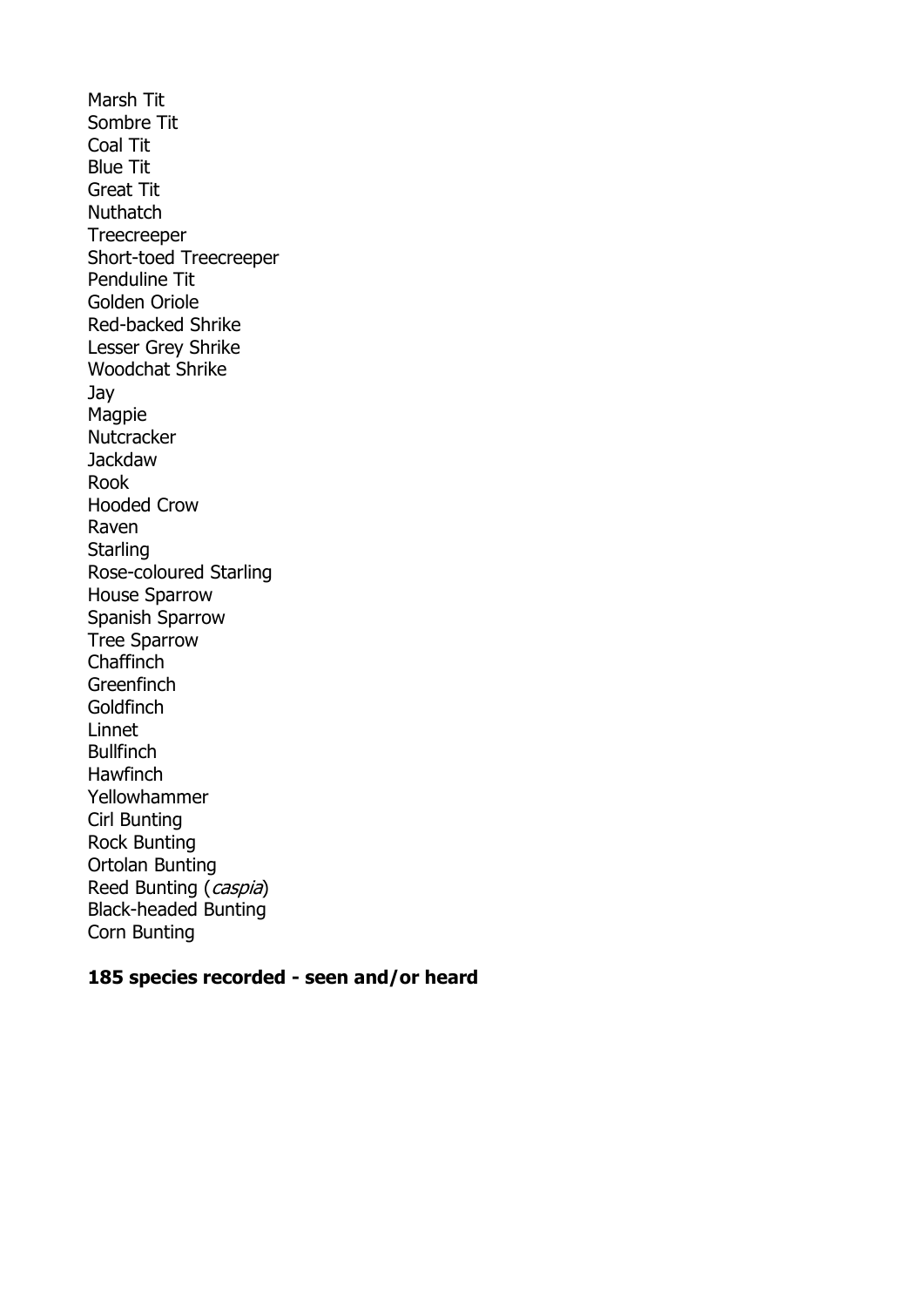Marsh Tit
Sombre Tit
Coal Tit
Blue Tit
Great Tit
Nuthatch
Treecreeper
Short-toed Treecreeper
Penduline Tit
Golden Oriole
Red-backed Shrike
Lesser Grey Shrike
Woodchat Shrike
Jay
Magpie
Nutcracker
Jackdaw
Rook
Hooded Crow
Raven
Starling
Rose-coloured Starling
House Sparrow
Spanish Sparrow
Tree Sparrow
Chaffinch
Greenfinch
Goldfinch
Linnet
Bullfinch
Hawfinch
Yellowhammer
Cirl Bunting
Rock Bunting
Ortolan Bunting
Reed Bunting (*caspia*)
Black-headed Bunting
Corn Bunting

**185 species recorded - seen and/or heard**